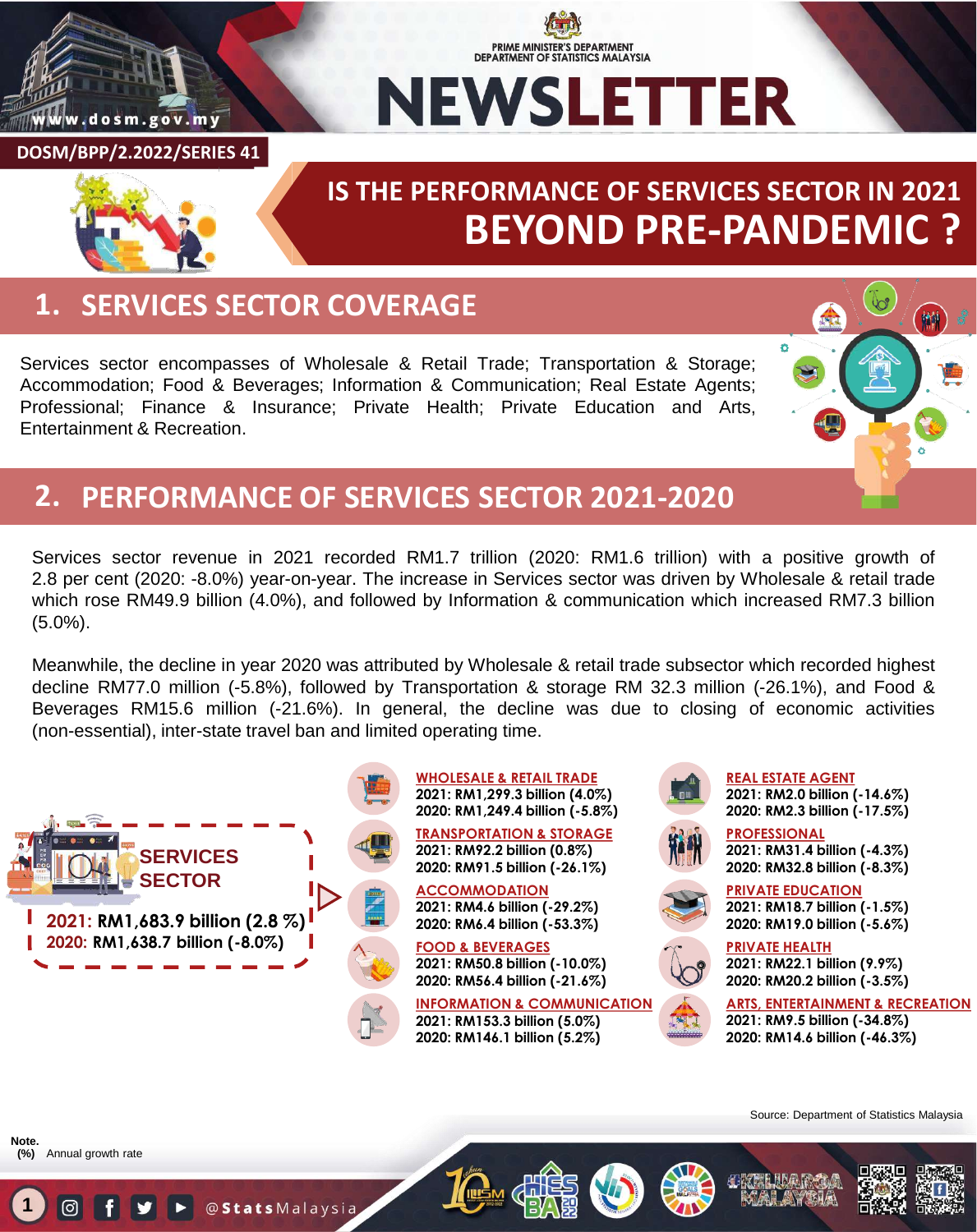PRIME MINISTER'S DEPARTMENT
DEPARTMENT OF STATISTICS MALAYSIA

# NEWSLETTER

DOSM/BPP/2.2022/SERIES 41

# IS THE PERFORMANCE OF SERVICES SECTOR IN 2021 BEYOND PRE-PANDEMIC ?

## 1. SERVICES SECTOR COVERAGE

Services sector encompasses of Wholesale & Retail Trade; Transportation & Storage; Accommodation; Food & Beverages; Information & Communication; Real Estate Agents; Professional; Finance & Insurance; Private Health; Private Education and Arts, Entertainment & Recreation.

## 2. PERFORMANCE OF SERVICES SECTOR 2021-2020

Services sector revenue in 2021 recorded RM1.7 trillion (2020: RM1.6 trillion) with a positive growth of 2.8 per cent (2020: -8.0%) year-on-year. The increase in Services sector was driven by Wholesale & retail trade which rose RM49.9 billion (4.0%), and followed by Information & communication which increased RM7.3 billion (5.0%).

Meanwhile, the decline in year 2020 was attributed by Wholesale & retail trade subsector which recorded highest decline RM77.0 million (-5.8%), followed by Transportation & storage RM 32.3 million (-26.1%), and Food & Beverages RM15.6 million (-21.6%). In general, the decline was due to closing of economic activities (non-essential), inter-state travel ban and limited operating time.

**SERVICES SECTOR**
**2021: RM1,683.9 billion (2.8 %)**
**2020: RM1,638.7 billion (-8.0%)**

**WHOLESALE & RETAIL TRADE**
2021: RM1,299.3 billion (4.0%)
2020: RM1,249.4 billion (-5.8%)

**TRANSPORTATION & STORAGE**
2021: RM92.2 billion (0.8%)
2020: RM91.5 billion (-26.1%)

**ACCOMMODATION**
2021: RM4.6 billion (-29.2%)
2020: RM6.4 billion (-53.3%)

**FOOD & BEVERAGES**
2021: RM50.8 billion (-10.0%)
2020: RM56.4 billion (-21.6%)

**INFORMATION & COMMUNICATION**
2021: RM153.3 billion (5.0%)
2020: RM146.1 billion (5.2%)

**REAL ESTATE AGENT**
2021: RM2.0 billion (-14.6%)
2020: RM2.3 billion (-17.5%)

**PROFESSIONAL**
2021: RM31.4 billion (-4.3%)
2020: RM32.8 billion (-8.3%)

**PRIVATE EDUCATION**
2021: RM18.7 billion (-1.5%)
2020: RM19.0 billion (-5.6%)

**PRIVATE HEALTH**
2021: RM22.1 billion (9.9%)
2020: RM20.2 billion (-3.5%)

**ARTS, ENTERTAINMENT & RECREATION**
2021: RM9.5 billion (-34.8%)
2020: RM14.6 billion (-46.3%)

Source: Department of Statistics Malaysia

**Note.**
**(%)** Annual growth rate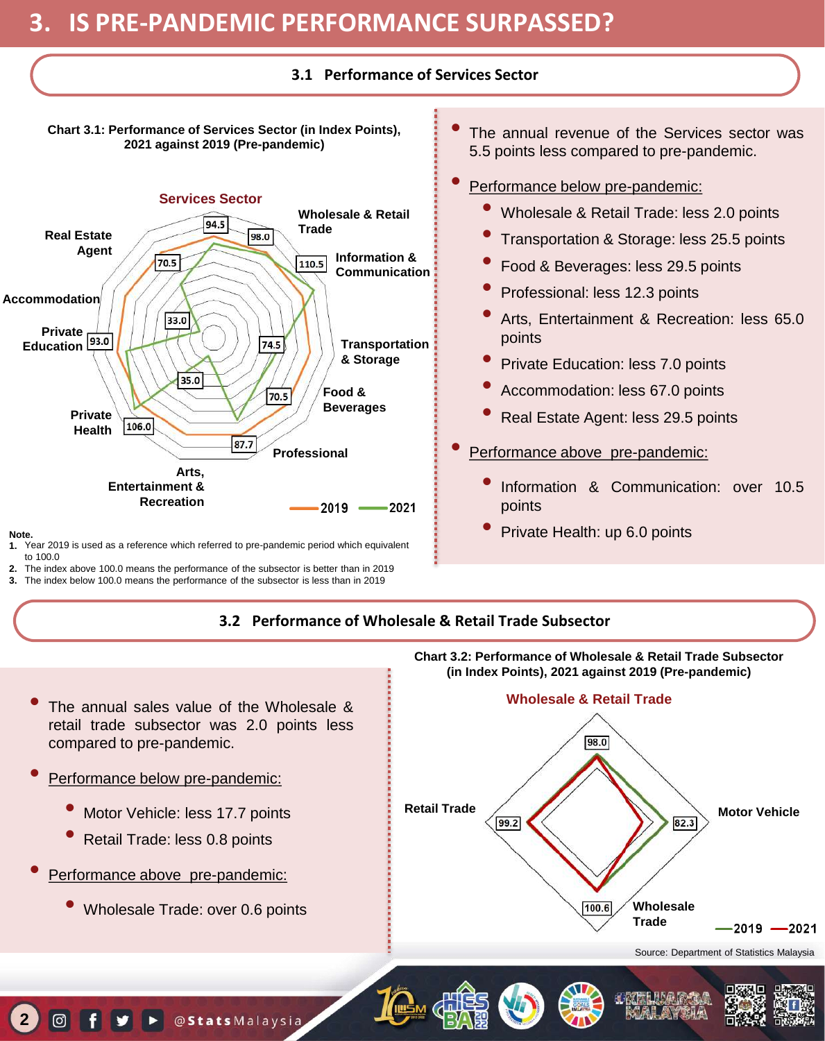# 3. IS PRE-PANDEMIC PERFORMANCE SURPASSED?

## 3.1 Performance of Services Sector

**Chart 3.1: Performance of Services Sector (in Index Points), 2021 against 2019 (Pre-pandemic)**

Services Sector

| Subsector | 2021 |
|---|---|
| Wholesale & Retail Trade | 98.0 |
| Information & Communication | 110.5 |
| Transportation & Storage | 74.5 |
| Food & Beverages | 70.5 |
| Professional | 87.7 |
| Arts, Entertainment & Recreation | 35.0 |
| Private Health | 106.0 |
| Private Education | 93.0 |
| Accommodation | 33.0 |
| Real Estate Agent | 70.5 |
| Services Sector | 94.5 |

2019 — 2021

**Note.**
1. Year 2019 is used as a reference which referred to pre-pandemic period which equivalent to 100.0
2. The index above 100.0 means the performance of the subsector is better than in 2019
3. The index below 100.0 means the performance of the subsector is less than in 2019

- The annual revenue of the Services sector was 5.5 points less compared to pre-pandemic.
- Performance below pre-pandemic:
  - Wholesale & Retail Trade: less 2.0 points
  - Transportation & Storage: less 25.5 points
  - Food & Beverages: less 29.5 points
  - Professional: less 12.3 points
  - Arts, Entertainment & Recreation: less 65.0 points
  - Private Education: less 7.0 points
  - Accommodation: less 67.0 points
  - Real Estate Agent: less 29.5 points
- Performance above pre-pandemic:
  - Information & Communication: over 10.5 points
  - Private Health: up 6.0 points

## 3.2 Performance of Wholesale & Retail Trade Subsector

- The annual sales value of the Wholesale & retail trade subsector was 2.0 points less compared to pre-pandemic.
- Performance below pre-pandemic:
  - Motor Vehicle: less 17.7 points
  - Retail Trade: less 0.8 points
- Performance above pre-pandemic:
  - Wholesale Trade: over 0.6 points

**Chart 3.2: Performance of Wholesale & Retail Trade Subsector (in Index Points), 2021 against 2019 (Pre-pandemic)**

Wholesale & Retail Trade

| Subsector | 2021 |
|---|---|
| Wholesale & Retail Trade | 98.0 |
| Motor Vehicle | 82.3 |
| Wholesale Trade | 100.6 |
| Retail Trade | 99.2 |

2019 — 2021

Source: Department of Statistics Malaysia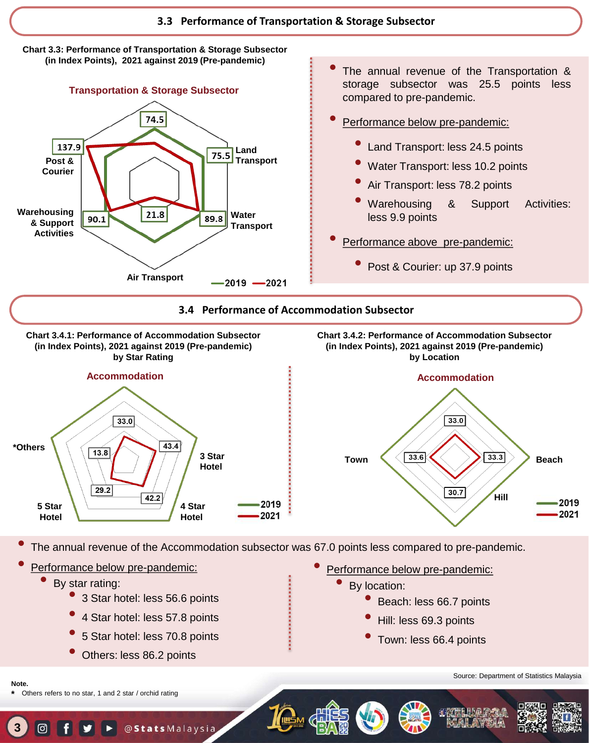## 3.3 Performance of Transportation & Storage Subsector

**Chart 3.3: Performance of Transportation & Storage Subsector (in Index Points), 2021 against 2019 (Pre-pandemic)**

Transportation & Storage Subsector

| Activity | 2021 |
|---|---|
| Land Transport | 75.5 |
| Water Transport | 89.8 |
| Air Transport | 21.8 |
| Warehousing & Support Activities | 90.1 |
| Post & Courier | 137.9 |
| (Top axis) | 74.5 |

—2019 —2021

- The annual revenue of the Transportation & storage subsector was 25.5 points less compared to pre-pandemic.
- Performance below pre-pandemic:
  - Land Transport: less 24.5 points
  - Water Transport: less 10.2 points
  - Air Transport: less 78.2 points
  - Warehousing & Support Activities: less 9.9 points
- Performance above pre-pandemic:
  - Post & Courier: up 37.9 points

## 3.4 Performance of Accommodation Subsector

**Chart 3.4.1: Performance of Accommodation Subsector (in Index Points), 2021 against 2019 (Pre-pandemic) by Star Rating**

Accommodation

| Star Rating | 2021 |
|---|---|
| 3 Star Hotel | 43.4 |
| 4 Star Hotel | 42.2 |
| 5 Star Hotel | 29.2 |
| *Others | 13.8 |
| (Top axis) | 33.0 |

—2019 —2021

**Chart 3.4.2: Performance of Accommodation Subsector (in Index Points), 2021 against 2019 (Pre-pandemic) by Location**

Accommodation

| Location | 2021 |
|---|---|
| Beach | 33.3 |
| Hill | 30.7 |
| Town | 33.6 |
| (Top axis) | 33.0 |

—2019 —2021

- The annual revenue of the Accommodation subsector was 67.0 points less compared to pre-pandemic.
- Performance below pre-pandemic:
  - By star rating:
    - 3 Star hotel: less 56.6 points
    - 4 Star hotel: less 57.8 points
    - 5 Star hotel: less 70.8 points
    - Others: less 86.2 points
- Performance below pre-pandemic:
  - By location:
    - Beach: less 66.7 points
    - Hill: less 69.3 points
    - Town: less 66.4 points

Source: Department of Statistics Malaysia

**Note.**

\* Others refers to no star, 1 and 2 star / orchid rating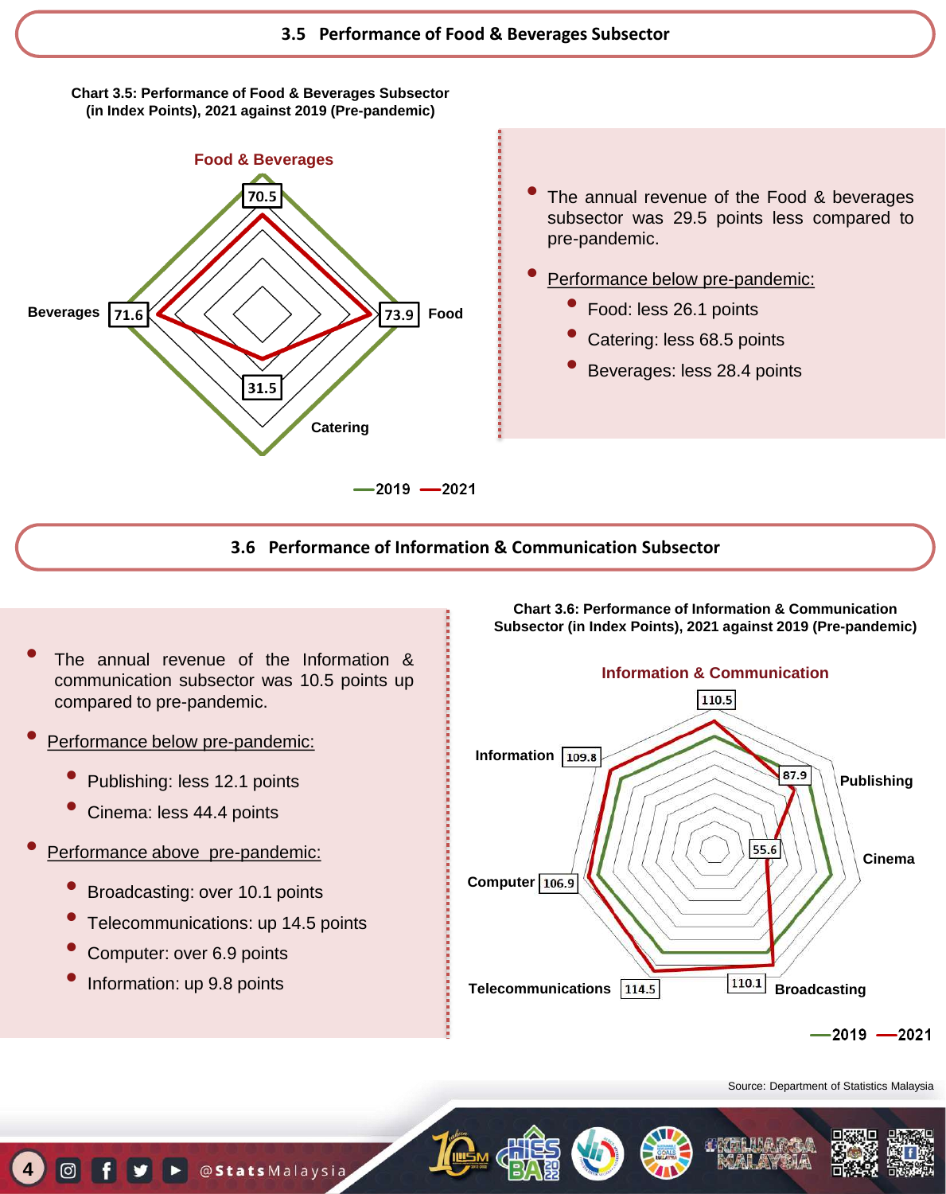## 3.5 Performance of Food & Beverages Subsector

**Chart 3.5: Performance of Food & Beverages Subsector (in Index Points), 2021 against 2019 (Pre-pandemic)**

Food & Beverages

| Category | 2021 |
|---|---|
| Food | 73.9 |
| Catering | 31.5 |
| Beverages | 71.6 |
| Food & Beverages | 70.5 |

—2019 —2021

- The annual revenue of the Food & beverages subsector was 29.5 points less compared to pre-pandemic.
- Performance below pre-pandemic:
  - Food: less 26.1 points
  - Catering: less 68.5 points
  - Beverages: less 28.4 points

## 3.6 Performance of Information & Communication Subsector

- The annual revenue of the Information & communication subsector was 10.5 points up compared to pre-pandemic.
- Performance below pre-pandemic:
  - Publishing: less 12.1 points
  - Cinema: less 44.4 points
- Performance above pre-pandemic:
  - Broadcasting: over 10.1 points
  - Telecommunications: up 14.5 points
  - Computer: over 6.9 points
  - Information: up 9.8 points

**Chart 3.6: Performance of Information & Communication Subsector (in Index Points), 2021 against 2019 (Pre-pandemic)**

Information & Communication

| Category | 2021 |
|---|---|
| Information & Communication | 110.5 |
| Publishing | 87.9 |
| Cinema | 55.6 |
| Broadcasting | 110.1 |
| Telecommunications | 114.5 |
| Computer | 106.9 |
| Information | 109.8 |

—2019 —2021

Source: Department of Statistics Malaysia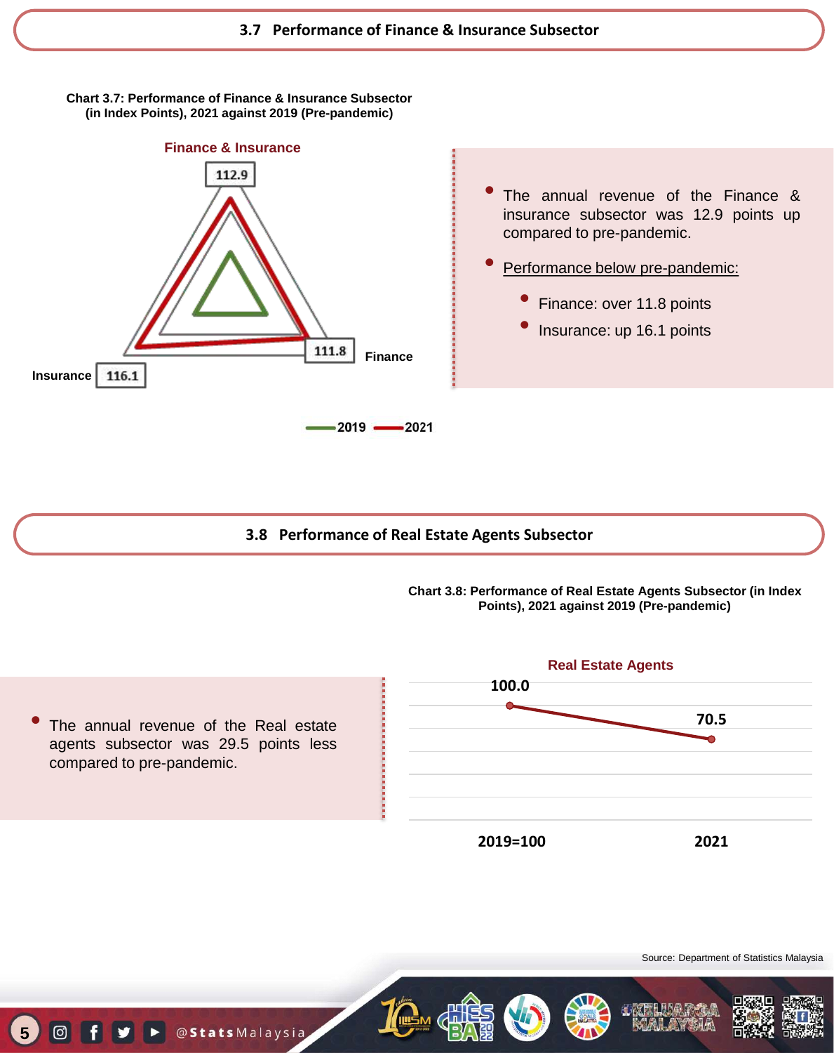## 3.7 Performance of Finance & Insurance Subsector

**Chart 3.7: Performance of Finance & Insurance Subsector (in Index Points), 2021 against 2019 (Pre-pandemic)**

| | 2021 |
|---|---|
| Finance & Insurance | 112.9 |
| Finance | 111.8 |
| Insurance | 116.1 |

2019 / 2021

- The annual revenue of the Finance & insurance subsector was 12.9 points up compared to pre-pandemic.
- Performance below pre-pandemic:
  - Finance: over 11.8 points
  - Insurance: up 16.1 points

## 3.8 Performance of Real Estate Agents Subsector

- The annual revenue of the Real estate agents subsector was 29.5 points less compared to pre-pandemic.

**Chart 3.8: Performance of Real Estate Agents Subsector (in Index Points), 2021 against 2019 (Pre-pandemic)**

| | 2019=100 | 2021 |
|---|---|---|
| Real Estate Agents | 100.0 | 70.5 |

Source: Department of Statistics Malaysia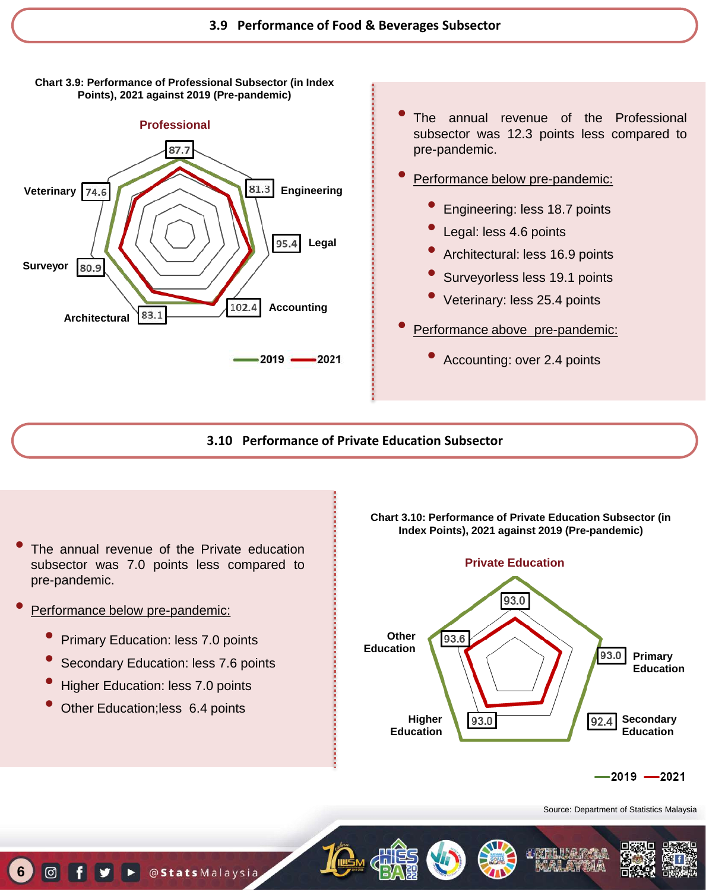## 3.9 Performance of Food & Beverages Subsector

**Chart 3.9: Performance of Professional Subsector (in Index Points), 2021 against 2019 (Pre-pandemic)**

Professional

| Subsector | 2021 (Index Points) |
|---|---|
| Professional (overall) | 87.7 |
| Engineering | 81.3 |
| Legal | 95.4 |
| Accounting | 102.4 |
| Architectural | 83.1 |
| Surveyor | 80.9 |
| Veterinary | 74.6 |

2019 — 2021

- The annual revenue of the Professional subsector was 12.3 points less compared to pre-pandemic.
- Performance below pre-pandemic:
  - Engineering: less 18.7 points
  - Legal: less 4.6 points
  - Architectural: less 16.9 points
  - Surveyorless 19.1 points
  - Veterinary: less 25.4 points
- Performance above pre-pandemic:
  - Accounting: over 2.4 points

## 3.10 Performance of Private Education Subsector

- The annual revenue of the Private education subsector was 7.0 points less compared to pre-pandemic.
- Performance below pre-pandemic:
  - Primary Education: less 7.0 points
  - Secondary Education: less 7.6 points
  - Higher Education: less 7.0 points
  - Other Education;less 6.4 points

**Chart 3.10: Performance of Private Education Subsector (in Index Points), 2021 against 2019 (Pre-pandemic)**

Private Education

| Subsector | 2021 (Index Points) |
|---|---|
| Private Education (overall) | 93.0 |
| Primary Education | 93.0 |
| Secondary Education | 92.4 |
| Higher Education | 93.0 |
| Other Education | 93.6 |

2019 — 2021

Source: Department of Statistics Malaysia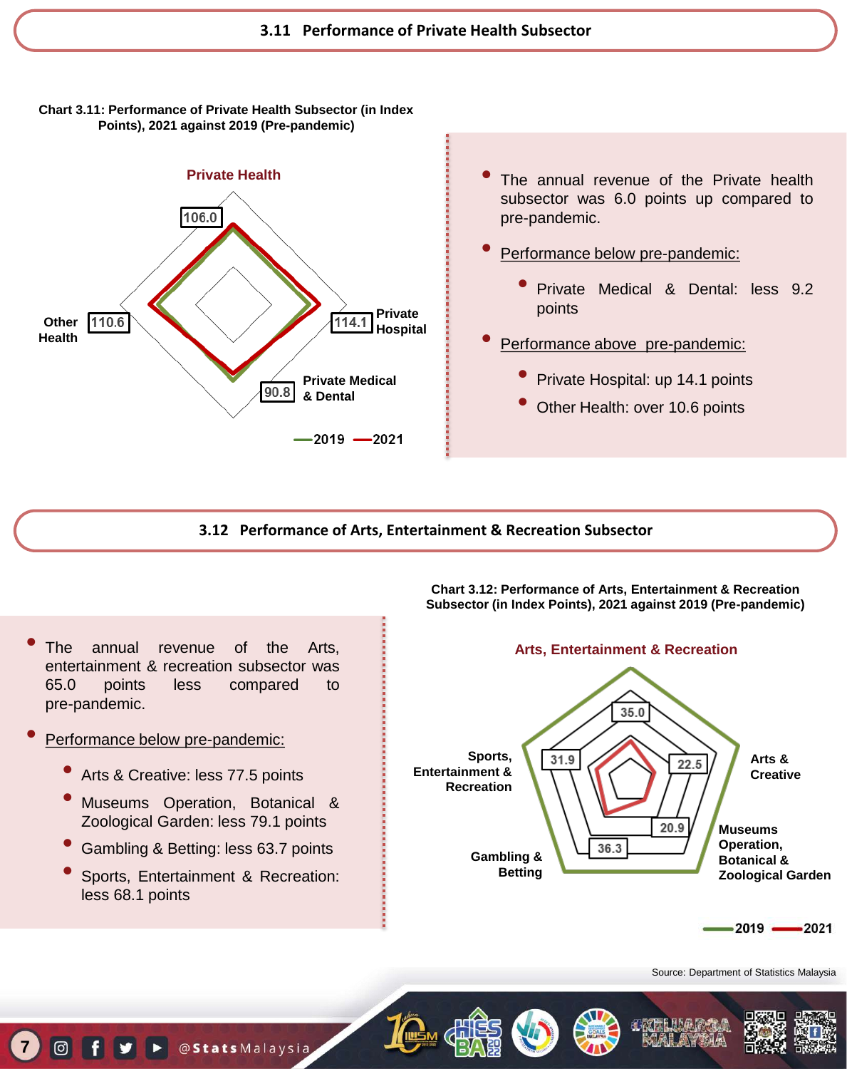## 3.11 Performance of Private Health Subsector

**Chart 3.11: Performance of Private Health Subsector (in Index Points), 2021 against 2019 (Pre-pandemic)**

Private Health

106.0

Private Hospital 114.1

Private Medical & Dental 90.8

Other Health 110.6

2019 2021

- The annual revenue of the Private health subsector was 6.0 points up compared to pre-pandemic.
- Performance below pre-pandemic:
  - Private Medical & Dental: less 9.2 points
- Performance above pre-pandemic:
  - Private Hospital: up 14.1 points
  - Other Health: over 10.6 points

## 3.12 Performance of Arts, Entertainment & Recreation Subsector

- The annual revenue of the Arts, entertainment & recreation subsector was 65.0 points less compared to pre-pandemic.
- Performance below pre-pandemic:
  - Arts & Creative: less 77.5 points
  - Museums Operation, Botanical & Zoological Garden: less 79.1 points
  - Gambling & Betting: less 63.7 points
  - Sports, Entertainment & Recreation: less 68.1 points

**Chart 3.12: Performance of Arts, Entertainment & Recreation Subsector (in Index Points), 2021 against 2019 (Pre-pandemic)**

Arts, Entertainment & Recreation

35.0

Arts & Creative 22.5

Museums Operation, Botanical & Zoological Garden 20.9

Gambling & Betting 36.3

Sports, Entertainment & Recreation 31.9

2019 2021

Source: Department of Statistics Malaysia